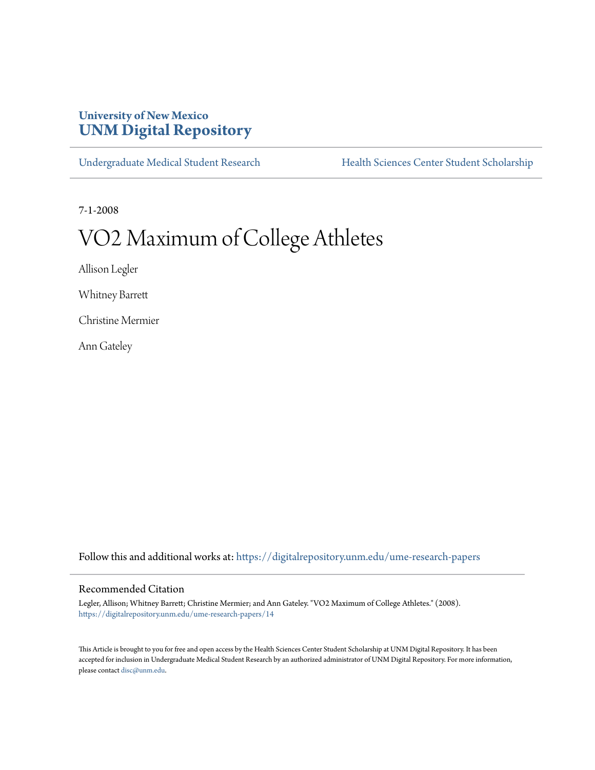University of New Mexico

# UNM Digital Repository

Undergraduate Medical Student Research

Health Sciences Center Student Scholarship

7-1-2008

# VO2 Maximum of College Athletes

Allison Legler

Whitney Barrett

Christine Mermier

Ann Gateley

Follow this and additional works at: https://digitalrepository.unm.edu/ume-research-papers

## Recommended Citation

Legler, Allison; Whitney Barrett; Christine Mermier; and Ann Gateley. "VO2 Maximum of College Athletes." (2008). https://digitalrepository.unm.edu/ume-research-papers/14

This Article is brought to you for free and open access by the Health Sciences Center Student Scholarship at UNM Digital Repository. It has been accepted for inclusion in Undergraduate Medical Student Research by an authorized administrator of UNM Digital Repository. For more information, please contact disc@unm.edu.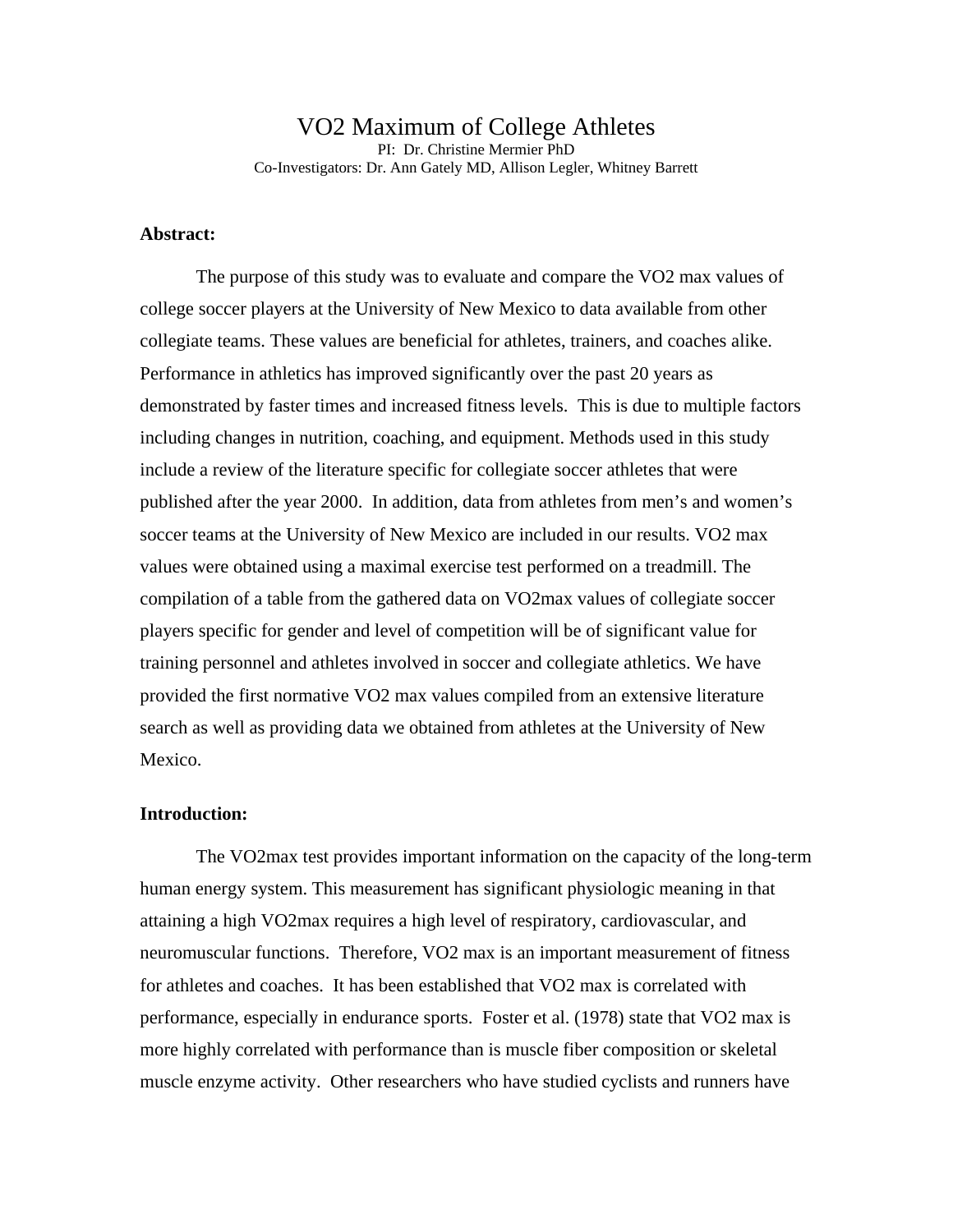# VO2 Maximum of College Athletes

PI: Dr. Christine Mermier PhD

Co-Investigators: Dr. Ann Gately MD, Allison Legler, Whitney Barrett

**Abstract:**

The purpose of this study was to evaluate and compare the VO2 max values of college soccer players at the University of New Mexico to data available from other collegiate teams. These values are beneficial for athletes, trainers, and coaches alike. Performance in athletics has improved significantly over the past 20 years as demonstrated by faster times and increased fitness levels. This is due to multiple factors including changes in nutrition, coaching, and equipment. Methods used in this study include a review of the literature specific for collegiate soccer athletes that were published after the year 2000. In addition, data from athletes from men's and women's soccer teams at the University of New Mexico are included in our results. VO2 max values were obtained using a maximal exercise test performed on a treadmill. The compilation of a table from the gathered data on VO2max values of collegiate soccer players specific for gender and level of competition will be of significant value for training personnel and athletes involved in soccer and collegiate athletics. We have provided the first normative VO2 max values compiled from an extensive literature search as well as providing data we obtained from athletes at the University of New Mexico.

**Introduction:**

The VO2max test provides important information on the capacity of the long-term human energy system. This measurement has significant physiologic meaning in that attaining a high VO2max requires a high level of respiratory, cardiovascular, and neuromuscular functions. Therefore, VO2 max is an important measurement of fitness for athletes and coaches. It has been established that VO2 max is correlated with performance, especially in endurance sports. Foster et al. (1978) state that VO2 max is more highly correlated with performance than is muscle fiber composition or skeletal muscle enzyme activity. Other researchers who have studied cyclists and runners have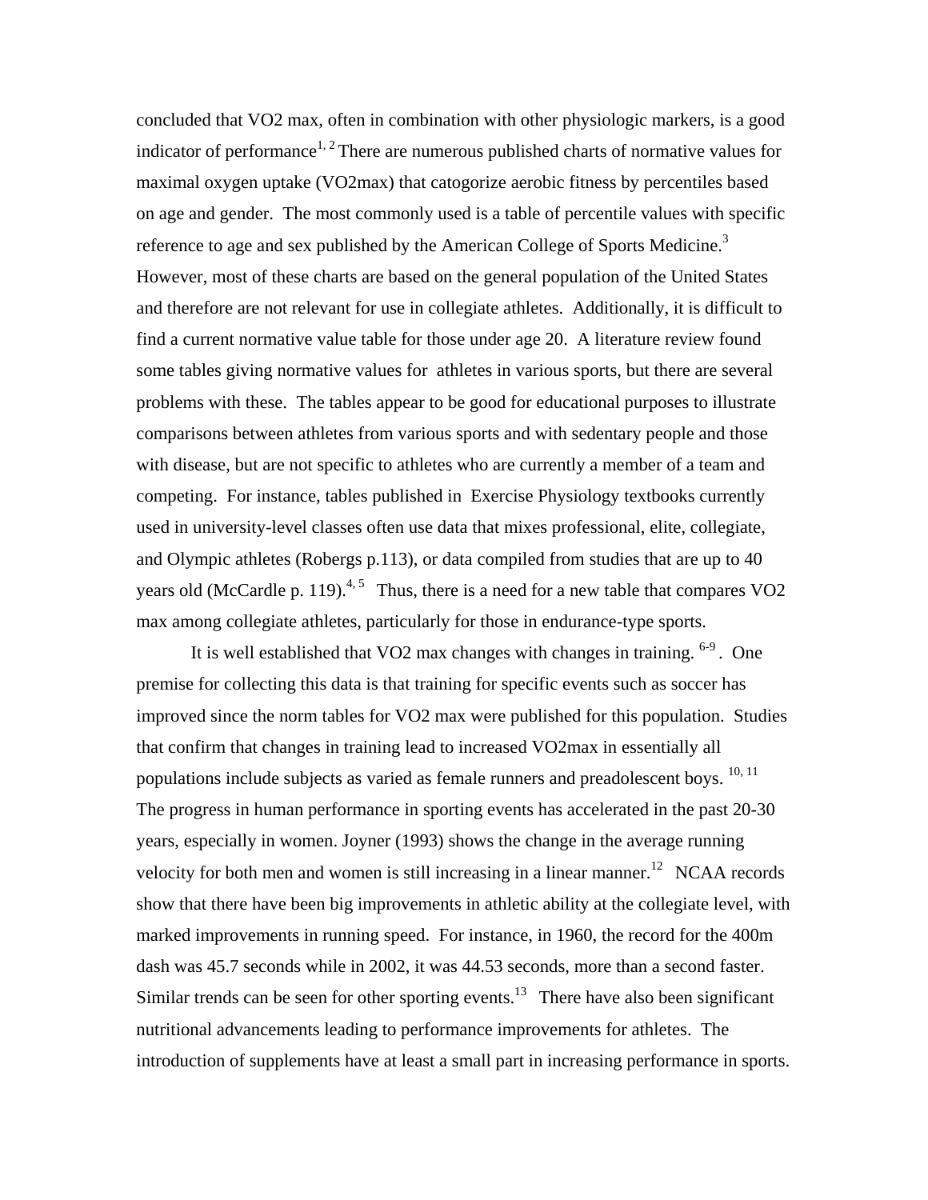concluded that VO2 max, often in combination with other physiologic markers, is a good indicator of performance[1, 2] There are numerous published charts of normative values for maximal oxygen uptake (VO2max) that catogorize aerobic fitness by percentiles based on age and gender. The most commonly used is a table of percentile values with specific reference to age and sex published by the American College of Sports Medicine.[3] However, most of these charts are based on the general population of the United States and therefore are not relevant for use in collegiate athletes. Additionally, it is difficult to find a current normative value table for those under age 20. A literature review found some tables giving normative values for athletes in various sports, but there are several problems with these. The tables appear to be good for educational purposes to illustrate comparisons between athletes from various sports and with sedentary people and those with disease, but are not specific to athletes who are currently a member of a team and competing. For instance, tables published in Exercise Physiology textbooks currently used in university-level classes often use data that mixes professional, elite, collegiate, and Olympic athletes (Robergs p.113), or data compiled from studies that are up to 40 years old (McCardle p. 119).[4, 5] Thus, there is a need for a new table that compares VO2 max among collegiate athletes, particularly for those in endurance-type sports.

It is well established that VO2 max changes with changes in training. [6-9]. One premise for collecting this data is that training for specific events such as soccer has improved since the norm tables for VO2 max were published for this population. Studies that confirm that changes in training lead to increased VO2max in essentially all populations include subjects as varied as female runners and preadolescent boys. [10, 11] The progress in human performance in sporting events has accelerated in the past 20-30 years, especially in women. Joyner (1993) shows the change in the average running velocity for both men and women is still increasing in a linear manner.[12] NCAA records show that there have been big improvements in athletic ability at the collegiate level, with marked improvements in running speed. For instance, in 1960, the record for the 400m dash was 45.7 seconds while in 2002, it was 44.53 seconds, more than a second faster. Similar trends can be seen for other sporting events.[13] There have also been significant nutritional advancements leading to performance improvements for athletes. The introduction of supplements have at least a small part in increasing performance in sports.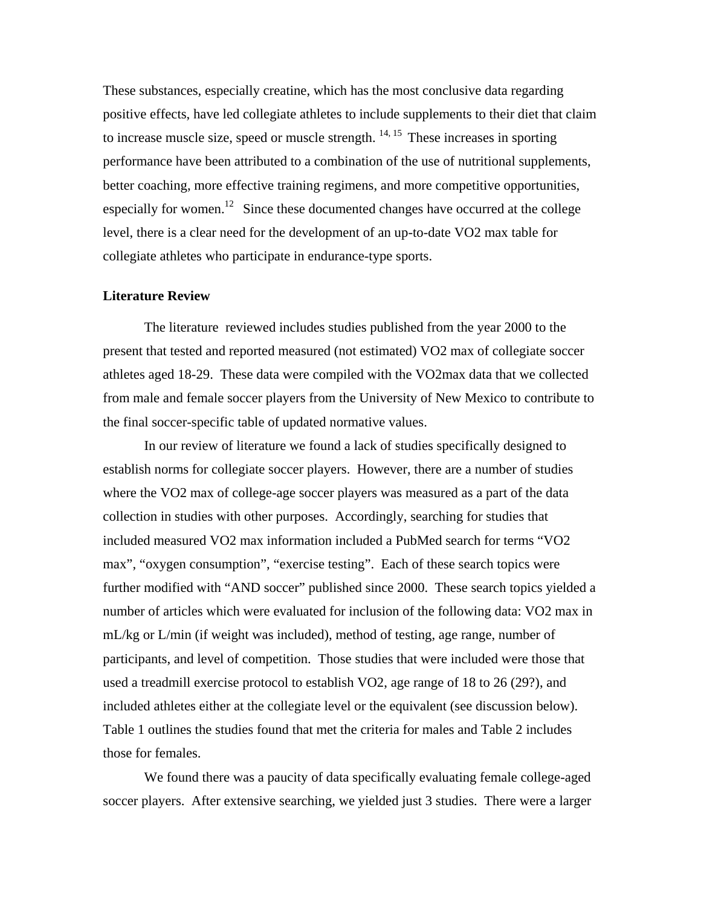These substances, especially creatine, which has the most conclusive data regarding positive effects, have led collegiate athletes to include supplements to their diet that claim to increase muscle size, speed or muscle strength. [14, 15] These increases in sporting performance have been attributed to a combination of the use of nutritional supplements, better coaching, more effective training regimens, and more competitive opportunities, especially for women.[12] Since these documented changes have occurred at the college level, there is a clear need for the development of an up-to-date VO2 max table for collegiate athletes who participate in endurance-type sports.

**Literature Review**

The literature reviewed includes studies published from the year 2000 to the present that tested and reported measured (not estimated) VO2 max of collegiate soccer athletes aged 18-29. These data were compiled with the VO2max data that we collected from male and female soccer players from the University of New Mexico to contribute to the final soccer-specific table of updated normative values.

In our review of literature we found a lack of studies specifically designed to establish norms for collegiate soccer players. However, there are a number of studies where the VO2 max of college-age soccer players was measured as a part of the data collection in studies with other purposes. Accordingly, searching for studies that included measured VO2 max information included a PubMed search for terms "VO2 max", "oxygen consumption", "exercise testing". Each of these search topics were further modified with "AND soccer" published since 2000. These search topics yielded a number of articles which were evaluated for inclusion of the following data: VO2 max in mL/kg or L/min (if weight was included), method of testing, age range, number of participants, and level of competition. Those studies that were included were those that used a treadmill exercise protocol to establish VO2, age range of 18 to 26 (29?), and included athletes either at the collegiate level or the equivalent (see discussion below). Table 1 outlines the studies found that met the criteria for males and Table 2 includes those for females.

We found there was a paucity of data specifically evaluating female college-aged soccer players. After extensive searching, we yielded just 3 studies. There were a larger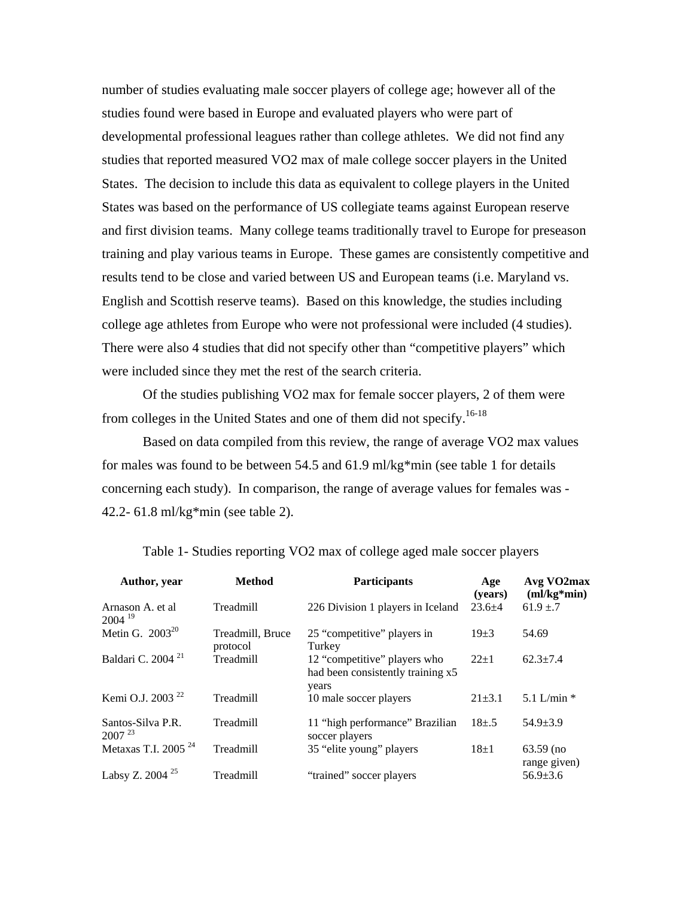number of studies evaluating male soccer players of college age; however all of the studies found were based in Europe and evaluated players who were part of developmental professional leagues rather than college athletes. We did not find any studies that reported measured VO2 max of male college soccer players in the United States. The decision to include this data as equivalent to college players in the United States was based on the performance of US collegiate teams against European reserve and first division teams. Many college teams traditionally travel to Europe for preseason training and play various teams in Europe. These games are consistently competitive and results tend to be close and varied between US and European teams (i.e. Maryland vs. English and Scottish reserve teams). Based on this knowledge, the studies including college age athletes from Europe who were not professional were included (4 studies). There were also 4 studies that did not specify other than "competitive players" which were included since they met the rest of the search criteria.

Of the studies publishing VO2 max for female soccer players, 2 of them were from colleges in the United States and one of them did not specify.[16-18]

Based on data compiled from this review, the range of average VO2 max values for males was found to be between 54.5 and 61.9 ml/kg*min (see table 1 for details concerning each study). In comparison, the range of average values for females was - 42.2- 61.8 ml/kg*min (see table 2).

Table 1- Studies reporting VO2 max of college aged male soccer players

| Author, year | Method | Participants | Age (years) | Avg VO2max (ml/kg*min) |
|---|---|---|---|---|
| Arnason A. et al 2004 [19] | Treadmill | 226 Division 1 players in Iceland | 23.6±4 | 61.9 ±.7 |
| Metin G. 2003[20] | Treadmill, Bruce protocol | 25 "competitive" players in Turkey | 19±3 | 54.69 |
| Baldari C. 2004 [21] | Treadmill | 12 "competitive" players who had been consistently training x5 years | 22±1 | 62.3±7.4 |
| Kemi O.J. 2003 [22] | Treadmill | 10 male soccer players | 21±3.1 | 5.1 L/min * |
| Santos-Silva P.R. 2007 [23] | Treadmill | 11 "high performance" Brazilian soccer players | 18±.5 | 54.9±3.9 |
| Metaxas T.I. 2005 [24] | Treadmill | 35 "elite young" players | 18±1 | 63.59 (no range given) |
| Labsy Z. 2004 [25] | Treadmill | "trained" soccer players | | 56.9±3.6 |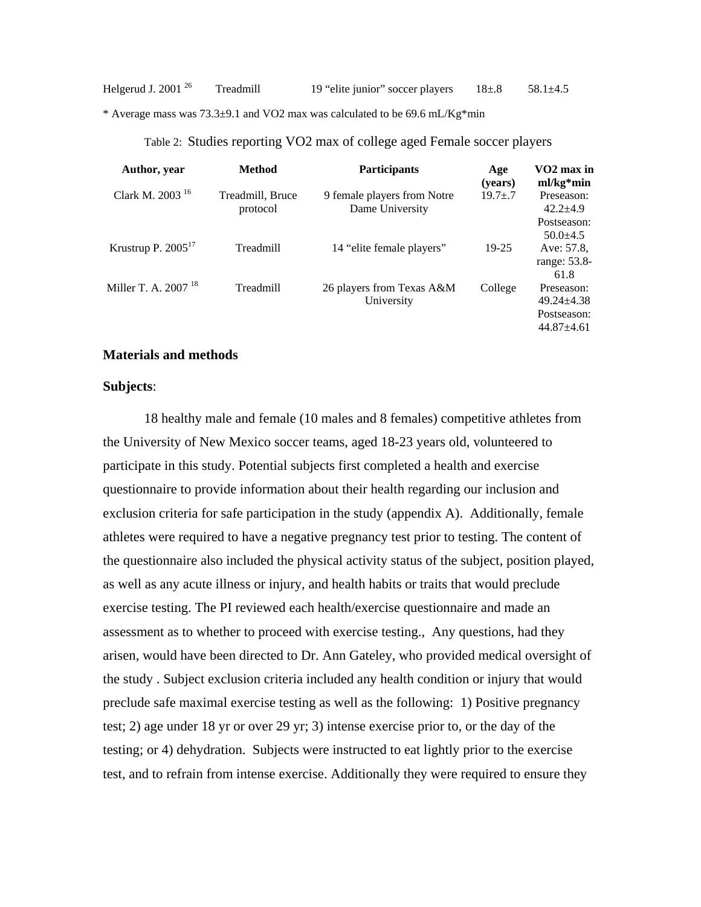| Helgerud J. 2001 [26] | Treadmill | 19 "elite junior" soccer players | 18±.8 | 58.1±4.5 |
|---|---|---|---|---|

* Average mass was 73.3±9.1 and VO2 max was calculated to be 69.6 mL/Kg*min

Table 2: Studies reporting VO2 max of college aged Female soccer players

| Author, year | Method | Participants | Age (years) | VO2 max in ml/kg*min |
|---|---|---|---|---|
| Clark M. 2003 [16] | Treadmill, Bruce protocol | 9 female players from Notre Dame University | 19.7±.7 | Preseason: 42.2±4.9 Postseason: 50.0±4.5 |
| Krustrup P. 2005[17] | Treadmill | 14 "elite female players" | 19-25 | Ave: 57.8, range: 53.8-61.8 |
| Miller T. A. 2007 [18] | Treadmill | 26 players from Texas A&M University | College | Preseason: 49.24±4.38 Postseason: 44.87±4.61 |

## Materials and methods

### Subjects:

18 healthy male and female (10 males and 8 females) competitive athletes from the University of New Mexico soccer teams, aged 18-23 years old, volunteered to participate in this study. Potential subjects first completed a health and exercise questionnaire to provide information about their health regarding our inclusion and exclusion criteria for safe participation in the study (appendix A). Additionally, female athletes were required to have a negative pregnancy test prior to testing. The content of the questionnaire also included the physical activity status of the subject, position played, as well as any acute illness or injury, and health habits or traits that would preclude exercise testing. The PI reviewed each health/exercise questionnaire and made an assessment as to whether to proceed with exercise testing., Any questions, had they arisen, would have been directed to Dr. Ann Gateley, who provided medical oversight of the study . Subject exclusion criteria included any health condition or injury that would preclude safe maximal exercise testing as well as the following: 1) Positive pregnancy test; 2) age under 18 yr or over 29 yr; 3) intense exercise prior to, or the day of the testing; or 4) dehydration. Subjects were instructed to eat lightly prior to the exercise test, and to refrain from intense exercise. Additionally they were required to ensure they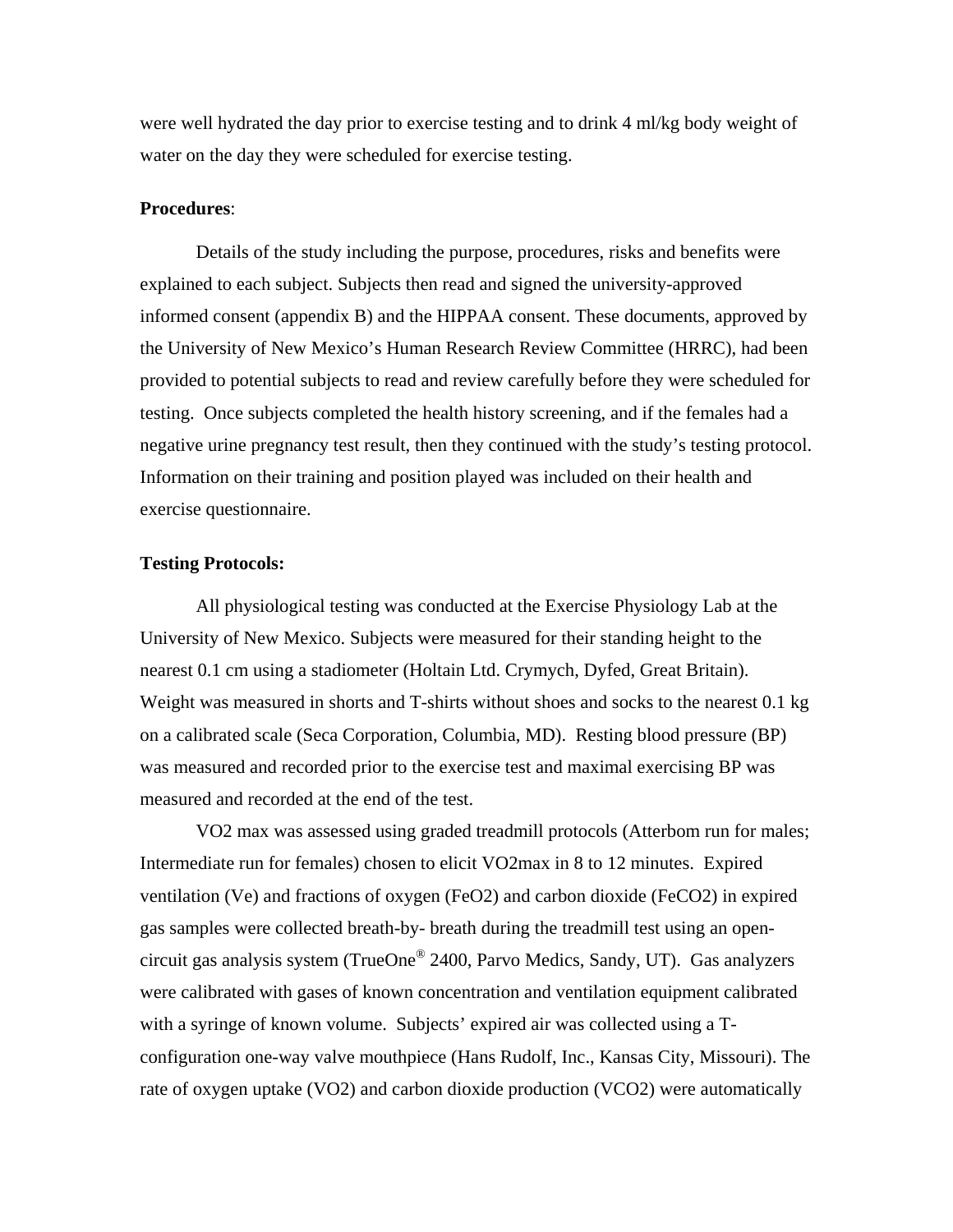were well hydrated the day prior to exercise testing and to drink 4 ml/kg body weight of water on the day they were scheduled for exercise testing.

**Procedures**:

Details of the study including the purpose, procedures, risks and benefits were explained to each subject. Subjects then read and signed the university-approved informed consent (appendix B) and the HIPPAA consent. These documents, approved by the University of New Mexico's Human Research Review Committee (HRRC), had been provided to potential subjects to read and review carefully before they were scheduled for testing. Once subjects completed the health history screening, and if the females had a negative urine pregnancy test result, then they continued with the study's testing protocol. Information on their training and position played was included on their health and exercise questionnaire.

**Testing Protocols:**

All physiological testing was conducted at the Exercise Physiology Lab at the University of New Mexico. Subjects were measured for their standing height to the nearest 0.1 cm using a stadiometer (Holtain Ltd. Crymych, Dyfed, Great Britain). Weight was measured in shorts and T-shirts without shoes and socks to the nearest 0.1 kg on a calibrated scale (Seca Corporation, Columbia, MD). Resting blood pressure (BP) was measured and recorded prior to the exercise test and maximal exercising BP was measured and recorded at the end of the test.

VO2 max was assessed using graded treadmill protocols (Atterbom run for males; Intermediate run for females) chosen to elicit VO2max in 8 to 12 minutes. Expired ventilation (Ve) and fractions of oxygen (FeO2) and carbon dioxide (FeCO2) in expired gas samples were collected breath-by- breath during the treadmill test using an open-circuit gas analysis system (TrueOne® 2400, Parvo Medics, Sandy, UT). Gas analyzers were calibrated with gases of known concentration and ventilation equipment calibrated with a syringe of known volume. Subjects' expired air was collected using a T-configuration one-way valve mouthpiece (Hans Rudolf, Inc., Kansas City, Missouri). The rate of oxygen uptake (VO2) and carbon dioxide production (VCO2) were automatically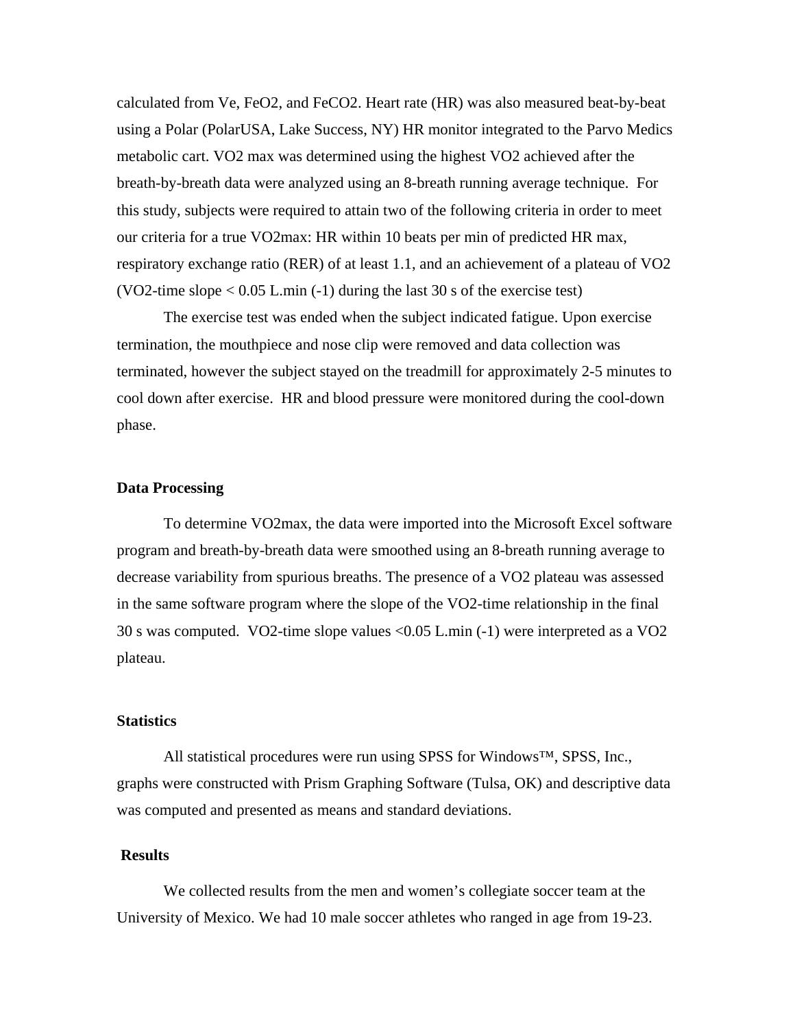calculated from Ve, FeO2, and FeCO2. Heart rate (HR) was also measured beat-by-beat using a Polar (PolarUSA, Lake Success, NY) HR monitor integrated to the Parvo Medics metabolic cart. VO2 max was determined using the highest VO2 achieved after the breath-by-breath data were analyzed using an 8-breath running average technique. For this study, subjects were required to attain two of the following criteria in order to meet our criteria for a true VO2max: HR within 10 beats per min of predicted HR max, respiratory exchange ratio (RER) of at least 1.1, and an achievement of a plateau of VO2 (VO2-time slope < 0.05 L.min (-1) during the last 30 s of the exercise test)

The exercise test was ended when the subject indicated fatigue. Upon exercise termination, the mouthpiece and nose clip were removed and data collection was terminated, however the subject stayed on the treadmill for approximately 2-5 minutes to cool down after exercise. HR and blood pressure were monitored during the cool-down phase.

**Data Processing**

To determine VO2max, the data were imported into the Microsoft Excel software program and breath-by-breath data were smoothed using an 8-breath running average to decrease variability from spurious breaths. The presence of a VO2 plateau was assessed in the same software program where the slope of the VO2-time relationship in the final 30 s was computed. VO2-time slope values <0.05 L.min (-1) were interpreted as a VO2 plateau.

**Statistics**

All statistical procedures were run using SPSS for Windows™, SPSS, Inc., graphs were constructed with Prism Graphing Software (Tulsa, OK) and descriptive data was computed and presented as means and standard deviations.

**Results**

We collected results from the men and women's collegiate soccer team at the University of Mexico. We had 10 male soccer athletes who ranged in age from 19-23.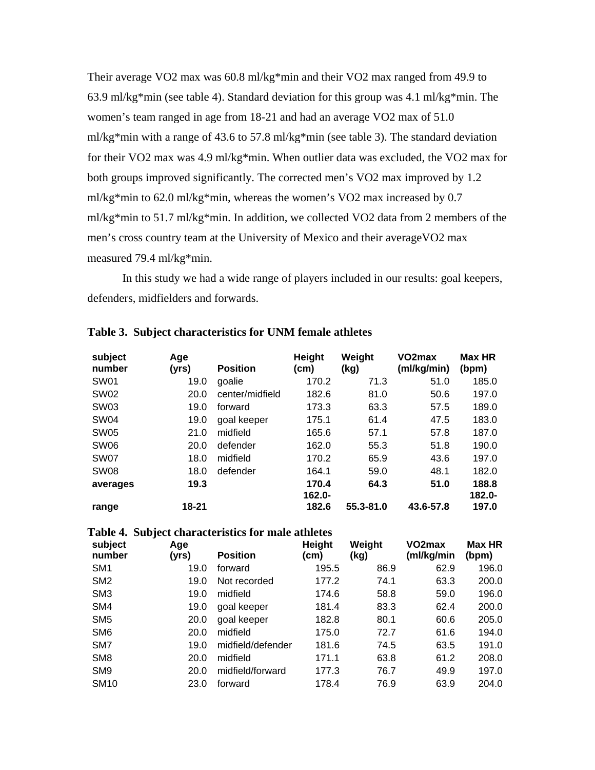Their average VO2 max was 60.8 ml/kg*min and their VO2 max ranged from 49.9 to 63.9 ml/kg*min (see table 4). Standard deviation for this group was 4.1 ml/kg*min. The women's team ranged in age from 18-21 and had an average VO2 max of 51.0 ml/kg*min with a range of 43.6 to 57.8 ml/kg*min (see table 3). The standard deviation for their VO2 max was 4.9 ml/kg*min. When outlier data was excluded, the VO2 max for both groups improved significantly. The corrected men's VO2 max improved by 1.2 ml/kg*min to 62.0 ml/kg*min, whereas the women's VO2 max increased by 0.7 ml/kg*min to 51.7 ml/kg*min. In addition, we collected VO2 data from 2 members of the men's cross country team at the University of Mexico and their averageVO2 max measured 79.4 ml/kg*min.

In this study we had a wide range of players included in our results: goal keepers, defenders, midfielders and forwards.

**Table 3. Subject characteristics for UNM female athletes**

| subject number | Age (yrs) | Position | Height (cm) | Weight (kg) | VO2max (ml/kg/min) | Max HR (bpm) |
|---|---|---|---|---|---|---|
| SW01 | 19.0 | goalie | 170.2 | 71.3 | 51.0 | 185.0 |
| SW02 | 20.0 | center/midfield | 182.6 | 81.0 | 50.6 | 197.0 |
| SW03 | 19.0 | forward | 173.3 | 63.3 | 57.5 | 189.0 |
| SW04 | 19.0 | goal keeper | 175.1 | 61.4 | 47.5 | 183.0 |
| SW05 | 21.0 | midfield | 165.6 | 57.1 | 57.8 | 187.0 |
| SW06 | 20.0 | defender | 162.0 | 55.3 | 51.8 | 190.0 |
| SW07 | 18.0 | midfield | 170.2 | 65.9 | 43.6 | 197.0 |
| SW08 | 18.0 | defender | 164.1 | 59.0 | 48.1 | 182.0 |
| **averages** | **19.3** | | **170.4** | **64.3** | **51.0** | **188.8** |
| **range** | **18-21** | | **162.0-182.6** | **55.3-81.0** | **43.6-57.8** | **182.0-197.0** |

**Table 4. Subject characteristics for male athletes**

| subject number | Age (yrs) | Position | Height (cm) | Weight (kg) | VO2max (ml/kg/min | Max HR (bpm) |
|---|---|---|---|---|---|---|
| SM1 | 19.0 | forward | 195.5 | 86.9 | 62.9 | 196.0 |
| SM2 | 19.0 | Not recorded | 177.2 | 74.1 | 63.3 | 200.0 |
| SM3 | 19.0 | midfield | 174.6 | 58.8 | 59.0 | 196.0 |
| SM4 | 19.0 | goal keeper | 181.4 | 83.3 | 62.4 | 200.0 |
| SM5 | 20.0 | goal keeper | 182.8 | 80.1 | 60.6 | 205.0 |
| SM6 | 20.0 | midfield | 175.0 | 72.7 | 61.6 | 194.0 |
| SM7 | 19.0 | midfield/defender | 181.6 | 74.5 | 63.5 | 191.0 |
| SM8 | 20.0 | midfield | 171.1 | 63.8 | 61.2 | 208.0 |
| SM9 | 20.0 | midfield/forward | 177.3 | 76.7 | 49.9 | 197.0 |
| SM10 | 23.0 | forward | 178.4 | 76.9 | 63.9 | 204.0 |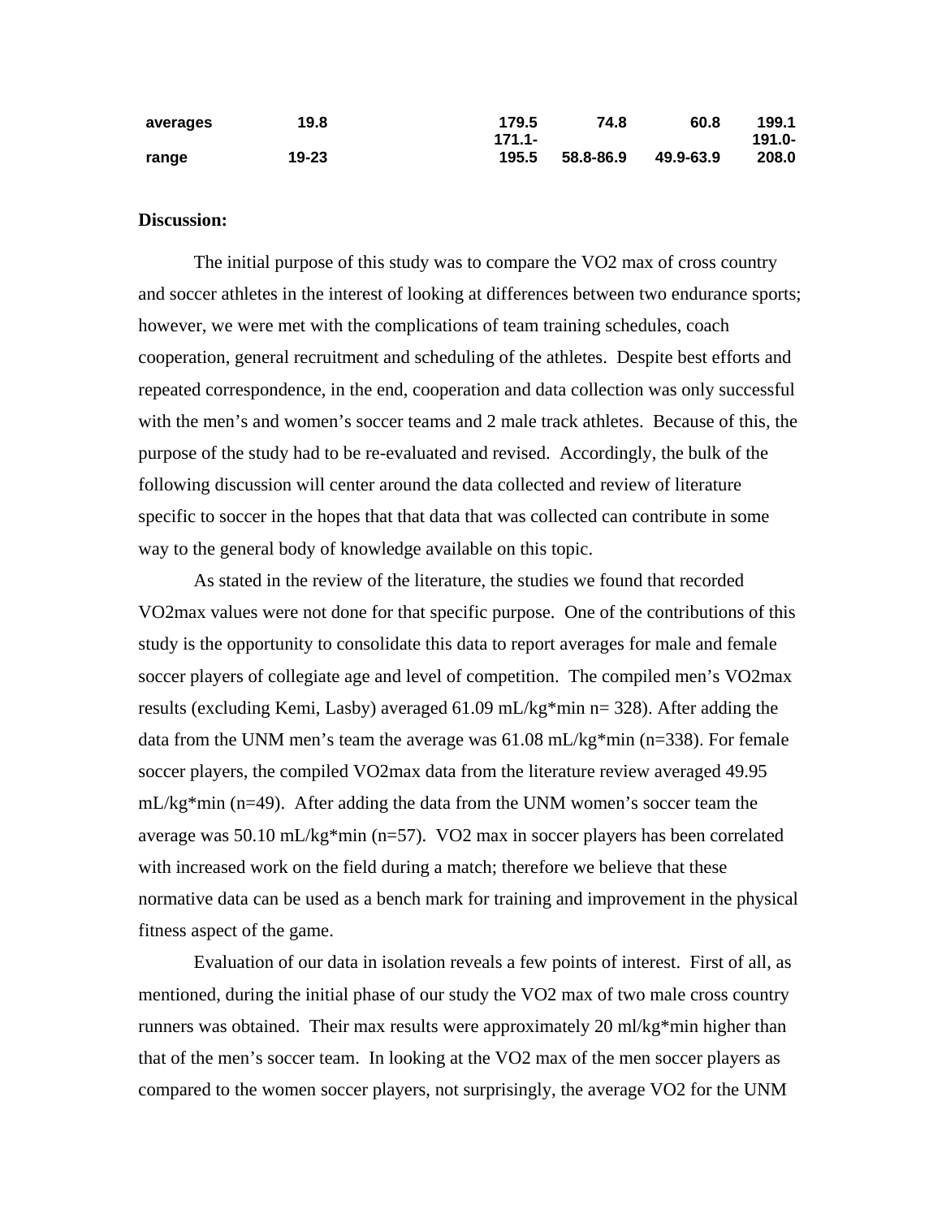| | | | | | |
|---|---|---|---|---|---|
| **averages** | **19.8** | **179.5** | **74.8** | **60.8** | **199.1** |
| **range** | **19-23** | **171.1-195.5** | **58.8-86.9** | **49.9-63.9** | **191.0-208.0** |

**Discussion:**

The initial purpose of this study was to compare the VO2 max of cross country and soccer athletes in the interest of looking at differences between two endurance sports; however, we were met with the complications of team training schedules, coach cooperation, general recruitment and scheduling of the athletes. Despite best efforts and repeated correspondence, in the end, cooperation and data collection was only successful with the men's and women's soccer teams and 2 male track athletes. Because of this, the purpose of the study had to be re-evaluated and revised. Accordingly, the bulk of the following discussion will center around the data collected and review of literature specific to soccer in the hopes that that data that was collected can contribute in some way to the general body of knowledge available on this topic.

As stated in the review of the literature, the studies we found that recorded VO2max values were not done for that specific purpose. One of the contributions of this study is the opportunity to consolidate this data to report averages for male and female soccer players of collegiate age and level of competition. The compiled men's VO2max results (excluding Kemi, Lasby) averaged 61.09 mL/kg*min n= 328). After adding the data from the UNM men's team the average was 61.08 mL/kg*min (n=338). For female soccer players, the compiled VO2max data from the literature review averaged 49.95 mL/kg*min (n=49). After adding the data from the UNM women's soccer team the average was 50.10 mL/kg*min (n=57). VO2 max in soccer players has been correlated with increased work on the field during a match; therefore we believe that these normative data can be used as a bench mark for training and improvement in the physical fitness aspect of the game.

Evaluation of our data in isolation reveals a few points of interest. First of all, as mentioned, during the initial phase of our study the VO2 max of two male cross country runners was obtained. Their max results were approximately 20 ml/kg*min higher than that of the men's soccer team. In looking at the VO2 max of the men soccer players as compared to the women soccer players, not surprisingly, the average VO2 for the UNM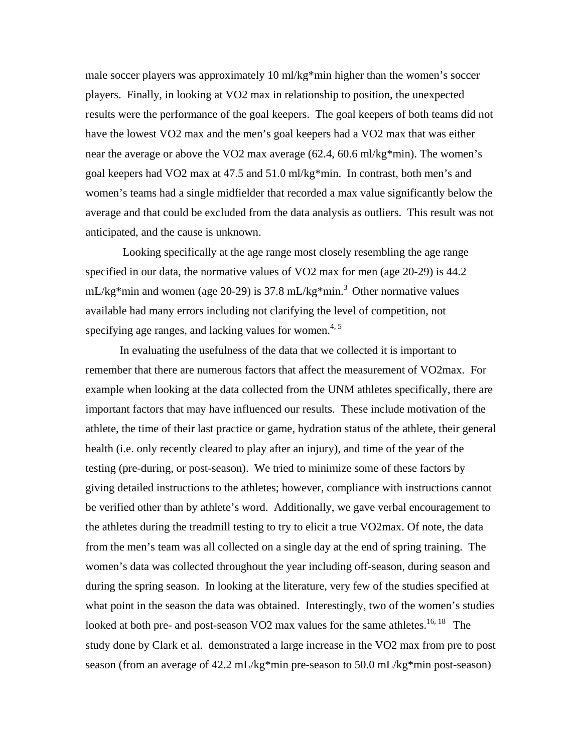male soccer players was approximately 10 ml/kg*min higher than the women's soccer players. Finally, in looking at VO2 max in relationship to position, the unexpected results were the performance of the goal keepers. The goal keepers of both teams did not have the lowest VO2 max and the men's goal keepers had a VO2 max that was either near the average or above the VO2 max average (62.4, 60.6 ml/kg*min). The women's goal keepers had VO2 max at 47.5 and 51.0 ml/kg*min. In contrast, both men's and women's teams had a single midfielder that recorded a max value significantly below the average and that could be excluded from the data analysis as outliers. This result was not anticipated, and the cause is unknown.

Looking specifically at the age range most closely resembling the age range specified in our data, the normative values of VO2 max for men (age 20-29) is 44.2 mL/kg*min and women (age 20-29) is 37.8 mL/kg*min.[3] Other normative values available had many errors including not clarifying the level of competition, not specifying age ranges, and lacking values for women.[4, 5]

In evaluating the usefulness of the data that we collected it is important to remember that there are numerous factors that affect the measurement of VO2max. For example when looking at the data collected from the UNM athletes specifically, there are important factors that may have influenced our results. These include motivation of the athlete, the time of their last practice or game, hydration status of the athlete, their general health (i.e. only recently cleared to play after an injury), and time of the year of the testing (pre-during, or post-season). We tried to minimize some of these factors by giving detailed instructions to the athletes; however, compliance with instructions cannot be verified other than by athlete's word. Additionally, we gave verbal encouragement to the athletes during the treadmill testing to try to elicit a true VO2max. Of note, the data from the men's team was all collected on a single day at the end of spring training. The women's data was collected throughout the year including off-season, during season and during the spring season. In looking at the literature, very few of the studies specified at what point in the season the data was obtained. Interestingly, two of the women's studies looked at both pre- and post-season VO2 max values for the same athletes.[16, 18] The study done by Clark et al. demonstrated a large increase in the VO2 max from pre to post season (from an average of 42.2 mL/kg*min pre-season to 50.0 mL/kg*min post-season)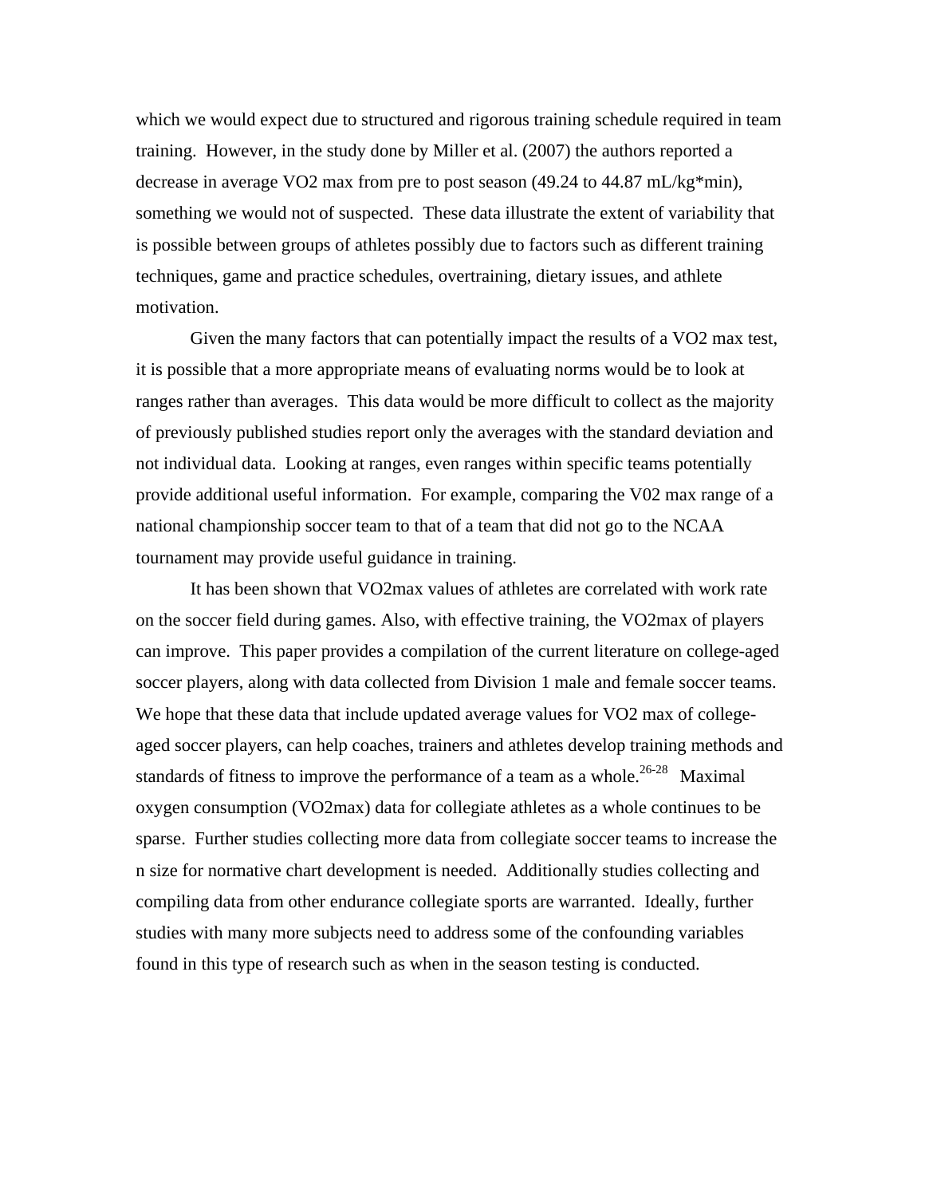which we would expect due to structured and rigorous training schedule required in team training. However, in the study done by Miller et al. (2007) the authors reported a decrease in average VO2 max from pre to post season (49.24 to 44.87 mL/kg*min), something we would not of suspected. These data illustrate the extent of variability that is possible between groups of athletes possibly due to factors such as different training techniques, game and practice schedules, overtraining, dietary issues, and athlete motivation.

Given the many factors that can potentially impact the results of a VO2 max test, it is possible that a more appropriate means of evaluating norms would be to look at ranges rather than averages. This data would be more difficult to collect as the majority of previously published studies report only the averages with the standard deviation and not individual data. Looking at ranges, even ranges within specific teams potentially provide additional useful information. For example, comparing the V02 max range of a national championship soccer team to that of a team that did not go to the NCAA tournament may provide useful guidance in training.

It has been shown that VO2max values of athletes are correlated with work rate on the soccer field during games. Also, with effective training, the VO2max of players can improve. This paper provides a compilation of the current literature on college-aged soccer players, along with data collected from Division 1 male and female soccer teams. We hope that these data that include updated average values for VO2 max of college-aged soccer players, can help coaches, trainers and athletes develop training methods and standards of fitness to improve the performance of a team as a whole.[26-28] Maximal oxygen consumption (VO2max) data for collegiate athletes as a whole continues to be sparse. Further studies collecting more data from collegiate soccer teams to increase the n size for normative chart development is needed. Additionally studies collecting and compiling data from other endurance collegiate sports are warranted. Ideally, further studies with many more subjects need to address some of the confounding variables found in this type of research such as when in the season testing is conducted.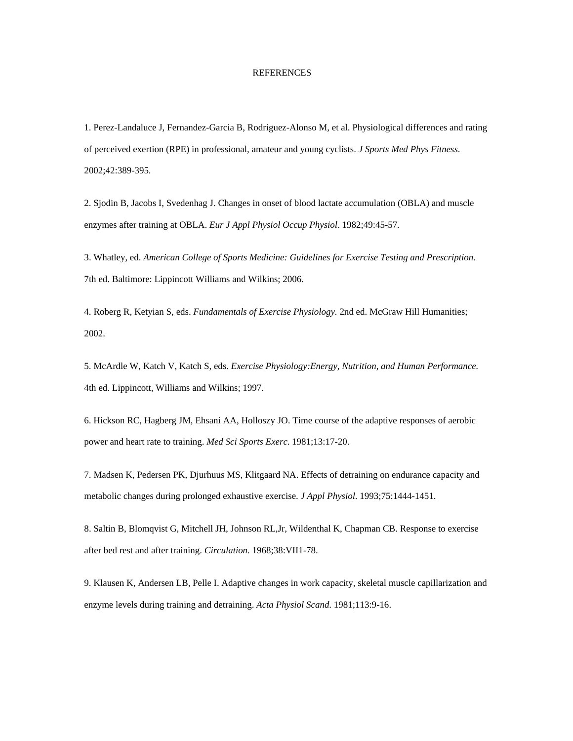# REFERENCES

1. Perez-Landaluce J, Fernandez-Garcia B, Rodriguez-Alonso M, et al. Physiological differences and rating of perceived exertion (RPE) in professional, amateur and young cyclists. *J Sports Med Phys Fitness*. 2002;42:389-395.

2. Sjodin B, Jacobs I, Svedenhag J. Changes in onset of blood lactate accumulation (OBLA) and muscle enzymes after training at OBLA. *Eur J Appl Physiol Occup Physiol*. 1982;49:45-57.

3. Whatley, ed. *American College of Sports Medicine: Guidelines for Exercise Testing and Prescription.* 7th ed. Baltimore: Lippincott Williams and Wilkins; 2006.

4. Roberg R, Ketyian S, eds. *Fundamentals of Exercise Physiology.* 2nd ed. McGraw Hill Humanities; 2002.

5. McArdle W, Katch V, Katch S, eds. *Exercise Physiology:Energy, Nutrition, and Human Performance.* 4th ed. Lippincott, Williams and Wilkins; 1997.

6. Hickson RC, Hagberg JM, Ehsani AA, Holloszy JO. Time course of the adaptive responses of aerobic power and heart rate to training. *Med Sci Sports Exerc*. 1981;13:17-20.

7. Madsen K, Pedersen PK, Djurhuus MS, Klitgaard NA. Effects of detraining on endurance capacity and metabolic changes during prolonged exhaustive exercise. *J Appl Physiol.* 1993;75:1444-1451.

8. Saltin B, Blomqvist G, Mitchell JH, Johnson RL,Jr, Wildenthal K, Chapman CB. Response to exercise after bed rest and after training. *Circulation*. 1968;38:VII1-78.

9. Klausen K, Andersen LB, Pelle I. Adaptive changes in work capacity, skeletal muscle capillarization and enzyme levels during training and detraining. *Acta Physiol Scand*. 1981;113:9-16.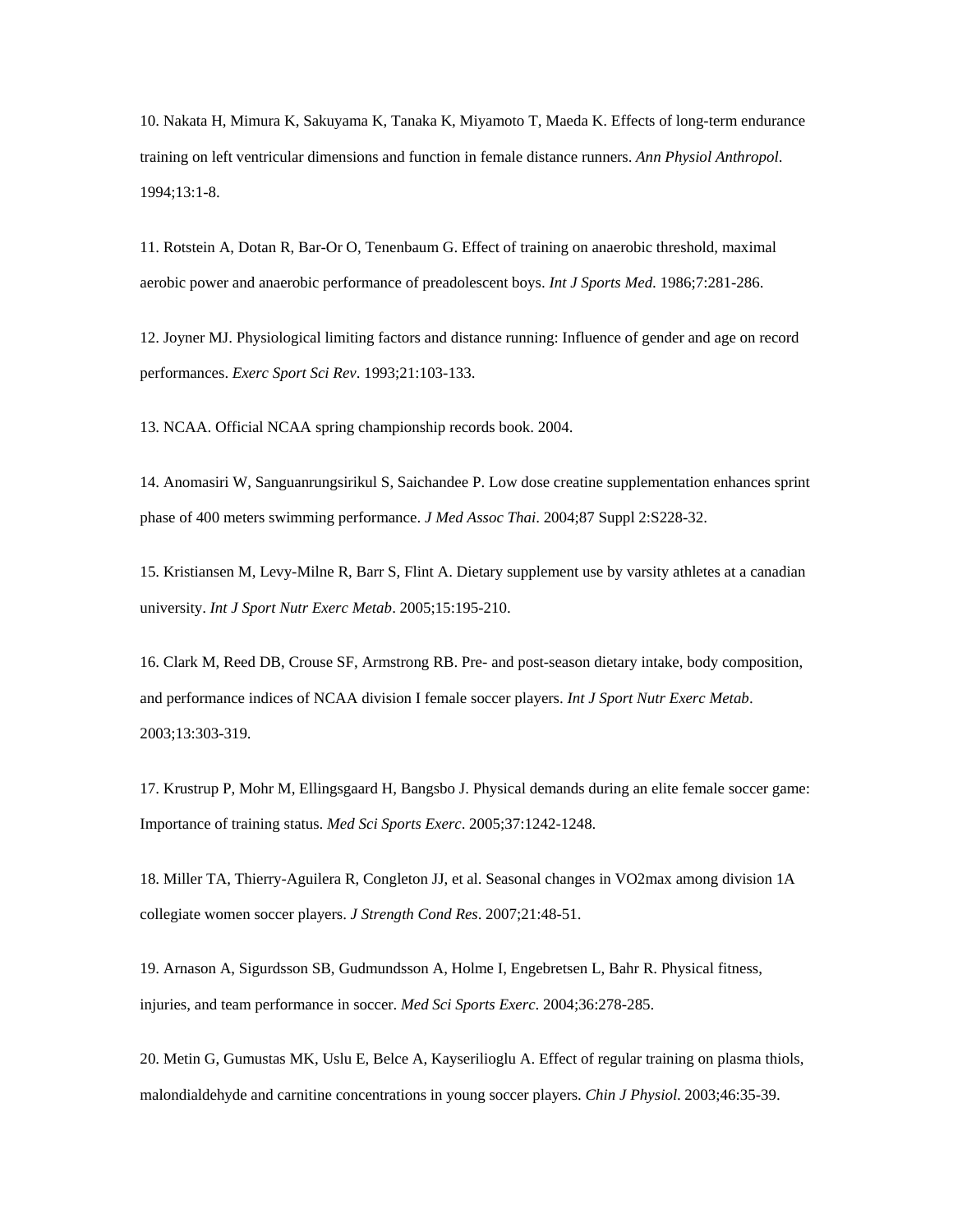10. Nakata H, Mimura K, Sakuyama K, Tanaka K, Miyamoto T, Maeda K. Effects of long-term endurance training on left ventricular dimensions and function in female distance runners. *Ann Physiol Anthropol*. 1994;13:1-8.

11. Rotstein A, Dotan R, Bar-Or O, Tenenbaum G. Effect of training on anaerobic threshold, maximal aerobic power and anaerobic performance of preadolescent boys. *Int J Sports Med*. 1986;7:281-286.

12. Joyner MJ. Physiological limiting factors and distance running: Influence of gender and age on record performances. *Exerc Sport Sci Rev*. 1993;21:103-133.

13. NCAA. Official NCAA spring championship records book. 2004.

14. Anomasiri W, Sanguanrungsirikul S, Saichandee P. Low dose creatine supplementation enhances sprint phase of 400 meters swimming performance. *J Med Assoc Thai*. 2004;87 Suppl 2:S228-32.

15. Kristiansen M, Levy-Milne R, Barr S, Flint A. Dietary supplement use by varsity athletes at a canadian university. *Int J Sport Nutr Exerc Metab*. 2005;15:195-210.

16. Clark M, Reed DB, Crouse SF, Armstrong RB. Pre- and post-season dietary intake, body composition, and performance indices of NCAA division I female soccer players. *Int J Sport Nutr Exerc Metab*. 2003;13:303-319.

17. Krustrup P, Mohr M, Ellingsgaard H, Bangsbo J. Physical demands during an elite female soccer game: Importance of training status. *Med Sci Sports Exerc*. 2005;37:1242-1248.

18. Miller TA, Thierry-Aguilera R, Congleton JJ, et al. Seasonal changes in VO2max among division 1A collegiate women soccer players. *J Strength Cond Res*. 2007;21:48-51.

19. Arnason A, Sigurdsson SB, Gudmundsson A, Holme I, Engebretsen L, Bahr R. Physical fitness, injuries, and team performance in soccer. *Med Sci Sports Exerc*. 2004;36:278-285.

20. Metin G, Gumustas MK, Uslu E, Belce A, Kayserilioglu A. Effect of regular training on plasma thiols, malondialdehyde and carnitine concentrations in young soccer players. *Chin J Physiol*. 2003;46:35-39.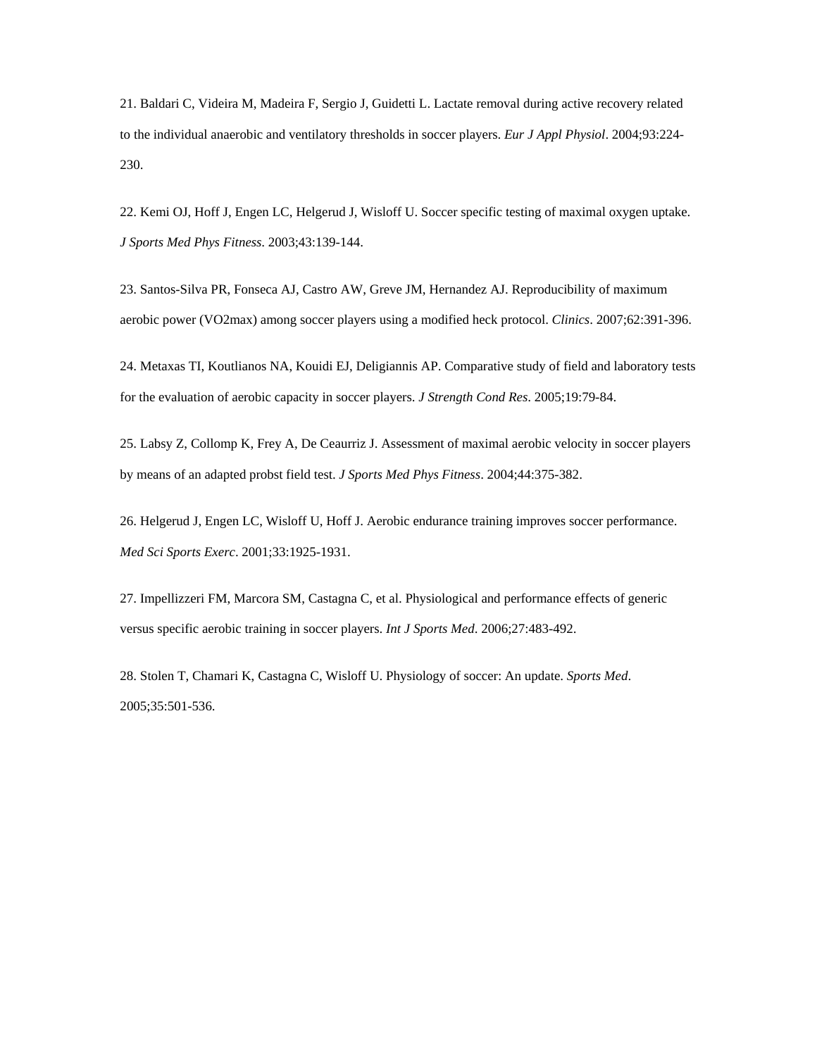21. Baldari C, Videira M, Madeira F, Sergio J, Guidetti L. Lactate removal during active recovery related to the individual anaerobic and ventilatory thresholds in soccer players. *Eur J Appl Physiol*. 2004;93:224-230.

22. Kemi OJ, Hoff J, Engen LC, Helgerud J, Wisloff U. Soccer specific testing of maximal oxygen uptake. *J Sports Med Phys Fitness*. 2003;43:139-144.

23. Santos-Silva PR, Fonseca AJ, Castro AW, Greve JM, Hernandez AJ. Reproducibility of maximum aerobic power (VO2max) among soccer players using a modified heck protocol. *Clinics*. 2007;62:391-396.

24. Metaxas TI, Koutlianos NA, Kouidi EJ, Deligiannis AP. Comparative study of field and laboratory tests for the evaluation of aerobic capacity in soccer players. *J Strength Cond Res*. 2005;19:79-84.

25. Labsy Z, Collomp K, Frey A, De Ceaurriz J. Assessment of maximal aerobic velocity in soccer players by means of an adapted probst field test. *J Sports Med Phys Fitness*. 2004;44:375-382.

26. Helgerud J, Engen LC, Wisloff U, Hoff J. Aerobic endurance training improves soccer performance. *Med Sci Sports Exerc*. 2001;33:1925-1931.

27. Impellizzeri FM, Marcora SM, Castagna C, et al. Physiological and performance effects of generic versus specific aerobic training in soccer players. *Int J Sports Med*. 2006;27:483-492.

28. Stolen T, Chamari K, Castagna C, Wisloff U. Physiology of soccer: An update. *Sports Med*. 2005;35:501-536.